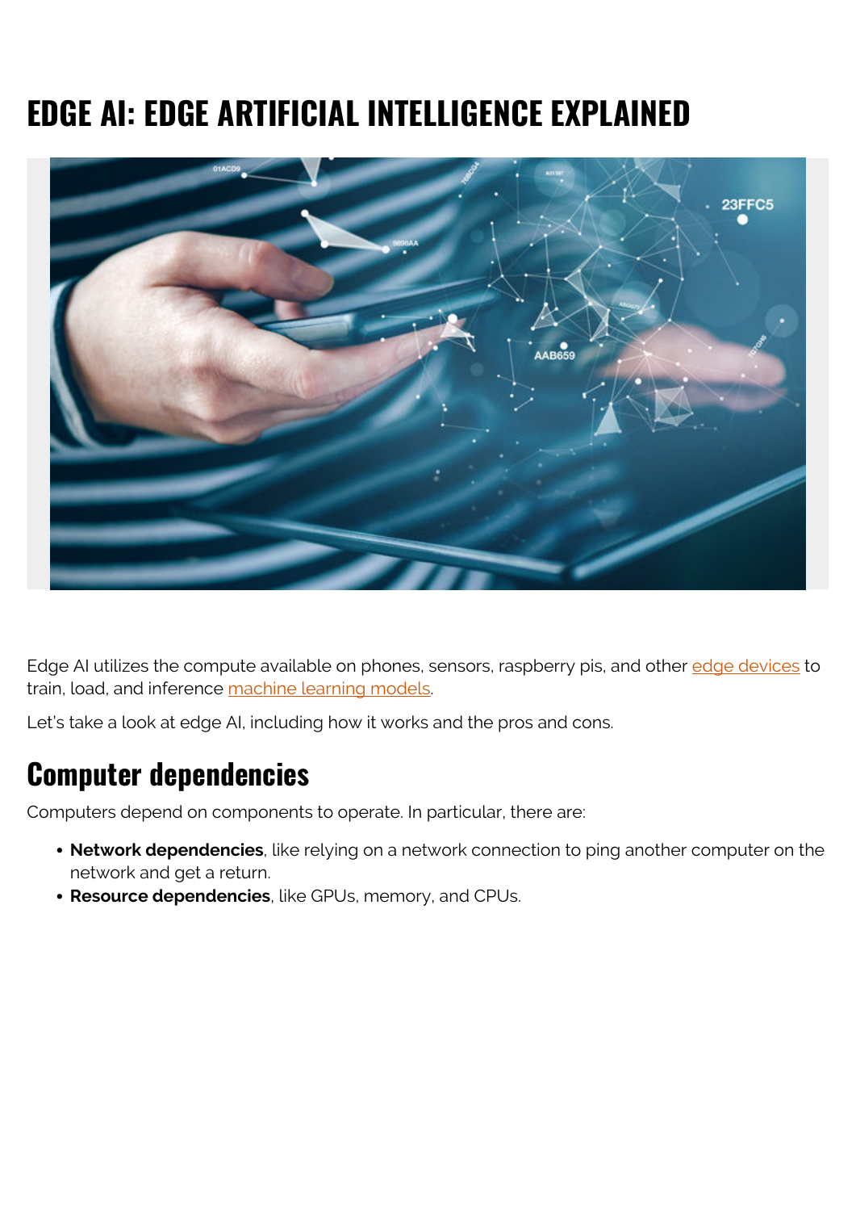# EDGE AI: EDGE ARTIFICIAL INTELLIGENCE EXPLAINED

Edge AI utilizes the compute available on phones, sensors, raspberry pis, and other edge devices to train, load, and inference machine learning models.

Let's take a look at edge AI, including how it works and the pros and cons.

## Computer dependencies

Computers depend on components to operate. In particular, there are:

- **Network dependencies**, like relying on a network connection to ping another computer on the network and get a return.
- **Resource dependencies**, like GPUs, memory, and CPUs.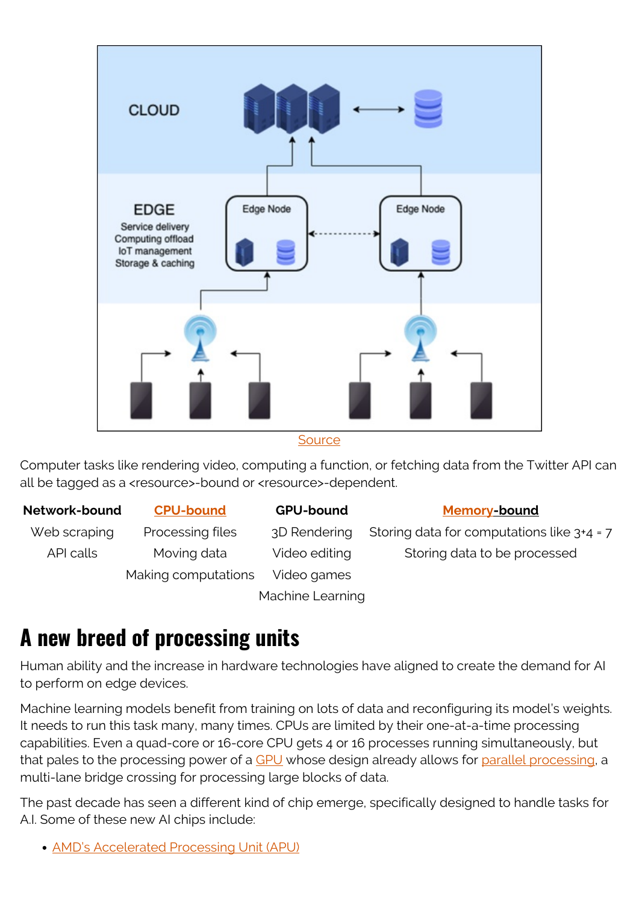Source

Computer tasks like rendering video, computing a function, or fetching data from the Twitter API can all be tagged as a <resource>-bound or <resource>-dependent.

| Network-bound | CPU-bound | GPU-bound | Memory-bound |
| --- | --- | --- | --- |
| Web scraping | Processing files | 3D Rendering | Storing data for computations like 3+4 = 7 |
| API calls | Moving data | Video editing | Storing data to be processed |
| | Making computations | Video games | |
| | | Machine Learning | |

# A new breed of processing units

Human ability and the increase in hardware technologies have aligned to create the demand for AI to perform on edge devices.

Machine learning models benefit from training on lots of data and reconfiguring its model's weights. It needs to run this task many, many times. CPUs are limited by their one-at-a-time processing capabilities. Even a quad-core or 16-core CPU gets 4 or 16 processes running simultaneously, but that pales to the processing power of a GPU whose design already allows for parallel processing, a multi-lane bridge crossing for processing large blocks of data.

The past decade has seen a different kind of chip emerge, specifically designed to handle tasks for A.I. Some of these new AI chips include:

- AMD's Accelerated Processing Unit (APU)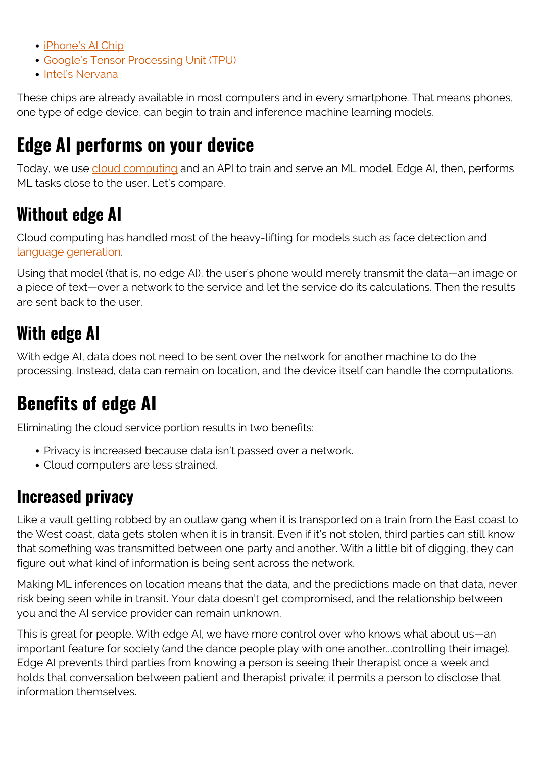- [iPhone's AI Chip]()
- [Google's Tensor Processing Unit (TPU)]()
- [Intel's Nervana]()

These chips are already available in most computers and in every smartphone. That means phones, one type of edge device, can begin to train and inference machine learning models.

## Edge AI performs on your device

Today, we use [cloud computing]() and an API to train and serve an ML model. Edge AI, then, performs ML tasks close to the user. Let's compare.

### Without edge AI

Cloud computing has handled most of the heavy-lifting for models such as face detection and [language generation]().

Using that model (that is, no edge AI), the user's phone would merely transmit the data—an image or a piece of text—over a network to the service and let the service do its calculations. Then the results are sent back to the user.

### With edge AI

With edge AI, data does not need to be sent over the network for another machine to do the processing. Instead, data can remain on location, and the device itself can handle the computations.

## Benefits of edge AI

Eliminating the cloud service portion results in two benefits:

- Privacy is increased because data isn't passed over a network.
- Cloud computers are less strained.

### Increased privacy

Like a vault getting robbed by an outlaw gang when it is transported on a train from the East coast to the West coast, data gets stolen when it is in transit. Even if it's not stolen, third parties can still know that something was transmitted between one party and another. With a little bit of digging, they can figure out what kind of information is being sent across the network.

Making ML inferences on location means that the data, and the predictions made on that data, never risk being seen while in transit. Your data doesn't get compromised, and the relationship between you and the AI service provider can remain unknown.

This is great for people. With edge AI, we have more control over who knows what about us—an important feature for society (and the dance people play with one another…controlling their image). Edge AI prevents third parties from knowing a person is seeing their therapist once a week and holds that conversation between patient and therapist private; it permits a person to disclose that information themselves.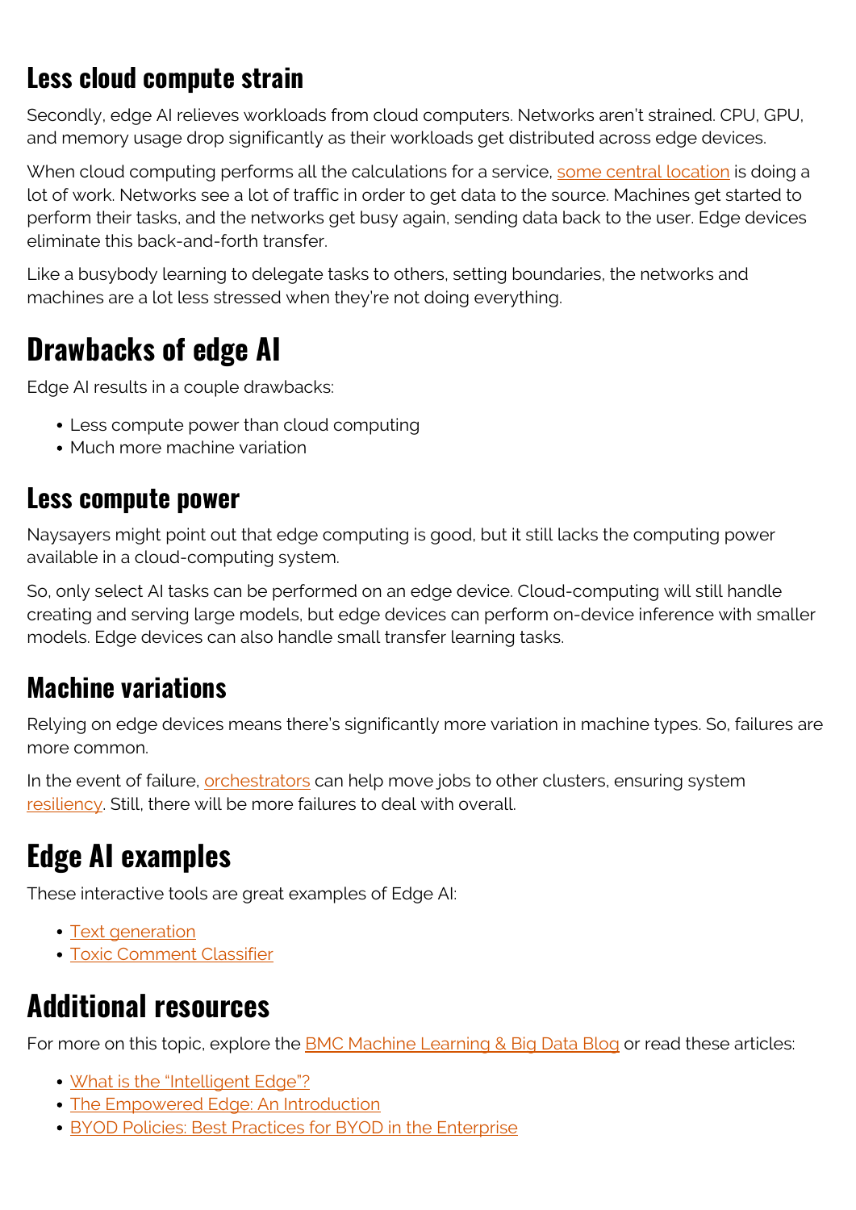### Less cloud compute strain

Secondly, edge AI relieves workloads from cloud computers. Networks aren't strained. CPU, GPU, and memory usage drop significantly as their workloads get distributed across edge devices.

When cloud computing performs all the calculations for a service, some central location is doing a lot of work. Networks see a lot of traffic in order to get data to the source. Machines get started to perform their tasks, and the networks get busy again, sending data back to the user. Edge devices eliminate this back-and-forth transfer.

Like a busybody learning to delegate tasks to others, setting boundaries, the networks and machines are a lot less stressed when they're not doing everything.

## Drawbacks of edge AI

Edge AI results in a couple drawbacks:

- Less compute power than cloud computing
- Much more machine variation

### Less compute power

Naysayers might point out that edge computing is good, but it still lacks the computing power available in a cloud-computing system.

So, only select AI tasks can be performed on an edge device. Cloud-computing will still handle creating and serving large models, but edge devices can perform on-device inference with smaller models. Edge devices can also handle small transfer learning tasks.

### Machine variations

Relying on edge devices means there's significantly more variation in machine types. So, failures are more common.

In the event of failure, orchestrators can help move jobs to other clusters, ensuring system resiliency. Still, there will be more failures to deal with overall.

## Edge AI examples

These interactive tools are great examples of Edge AI:

- Text generation
- Toxic Comment Classifier

## Additional resources

For more on this topic, explore the BMC Machine Learning & Big Data Blog or read these articles:

- What is the "Intelligent Edge"?
- The Empowered Edge: An Introduction
- BYOD Policies: Best Practices for BYOD in the Enterprise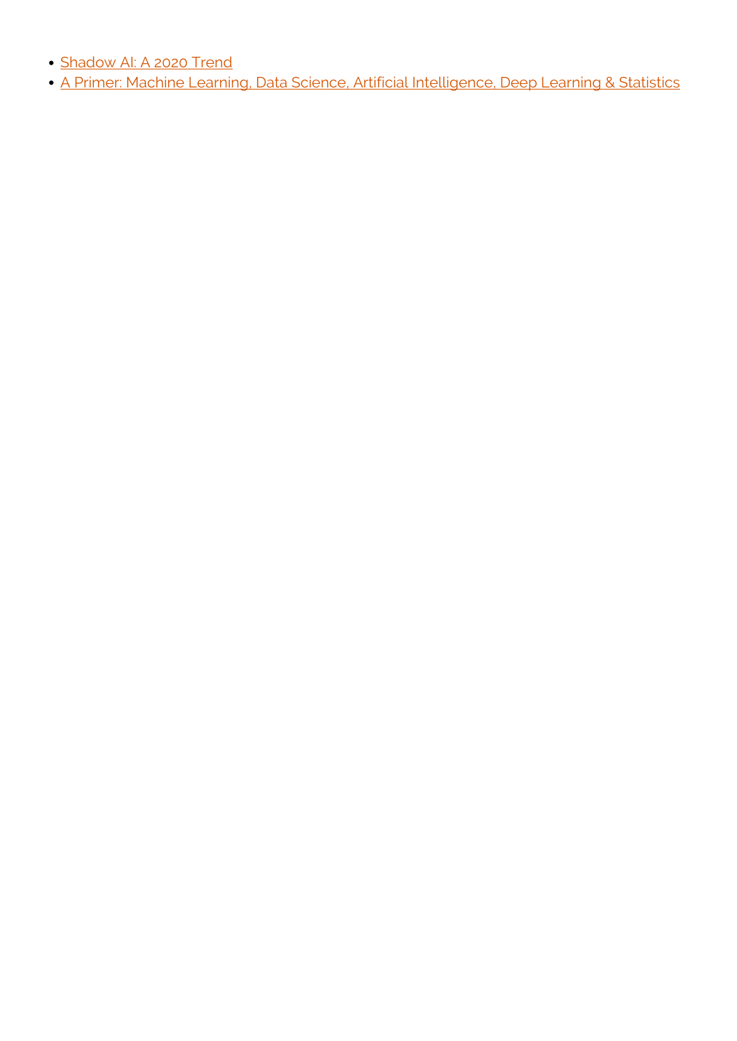- Shadow AI: A 2020 Trend
- A Primer: Machine Learning, Data Science, Artificial Intelligence, Deep Learning & Statistics